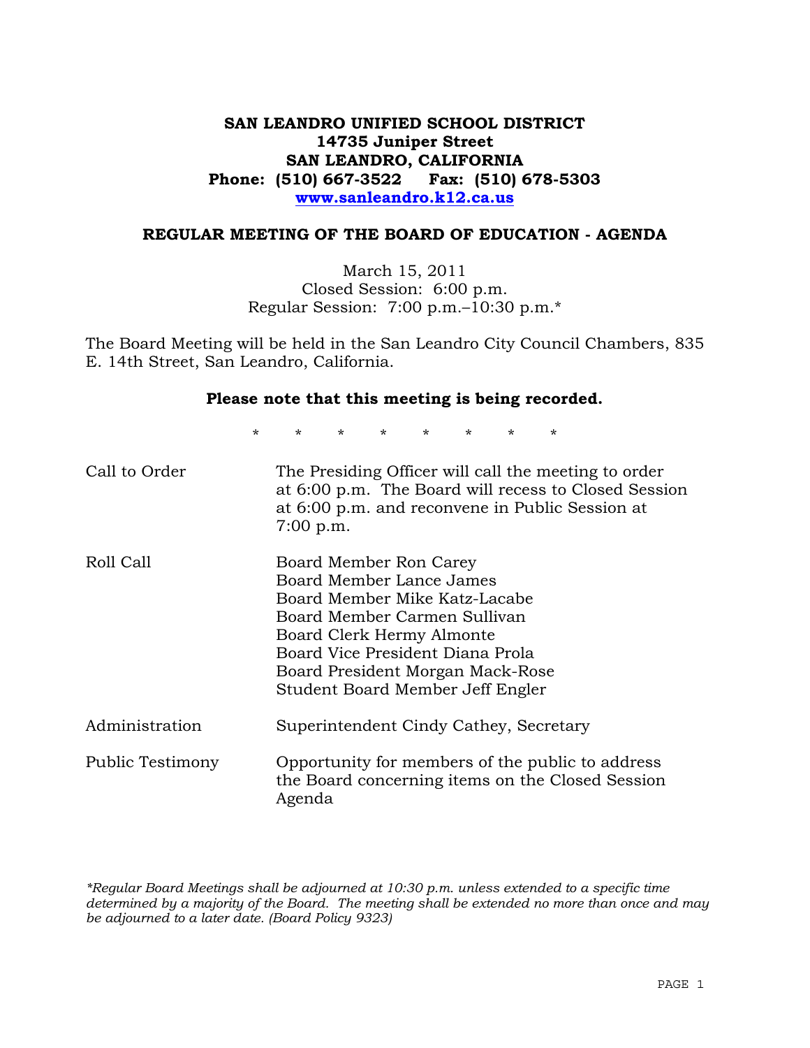**SAN LEANDRO UNIFIED SCHOOL DISTRICT**
**14735 Juniper Street**
**SAN LEANDRO, CALIFORNIA**
**Phone: (510) 667-3522 Fax: (510) 678-5303**
**www.sanleandro.k12.ca.us**

## REGULAR MEETING OF THE BOARD OF EDUCATION - AGENDA

March 15, 2011
Closed Session: 6:00 p.m.
Regular Session: 7:00 p.m.–10:30 p.m.*

The Board Meeting will be held in the San Leandro City Council Chambers, 835 E. 14th Street, San Leandro, California.

**Please note that this meeting is being recorded.**

\* \* \* \* \* \* \* \*

| | |
|---|---|
| Call to Order | The Presiding Officer will call the meeting to order at 6:00 p.m. The Board will recess to Closed Session at 6:00 p.m. and reconvene in Public Session at 7:00 p.m. |
| Roll Call | Board Member Ron Carey<br>Board Member Lance James<br>Board Member Mike Katz-Lacabe<br>Board Member Carmen Sullivan<br>Board Clerk Hermy Almonte<br>Board Vice President Diana Prola<br>Board President Morgan Mack-Rose<br>Student Board Member Jeff Engler |
| Administration | Superintendent Cindy Cathey, Secretary |
| Public Testimony | Opportunity for members of the public to address the Board concerning items on the Closed Session Agenda |

*\*Regular Board Meetings shall be adjourned at 10:30 p.m. unless extended to a specific time determined by a majority of the Board. The meeting shall be extended no more than once and may be adjourned to a later date. (Board Policy 9323)*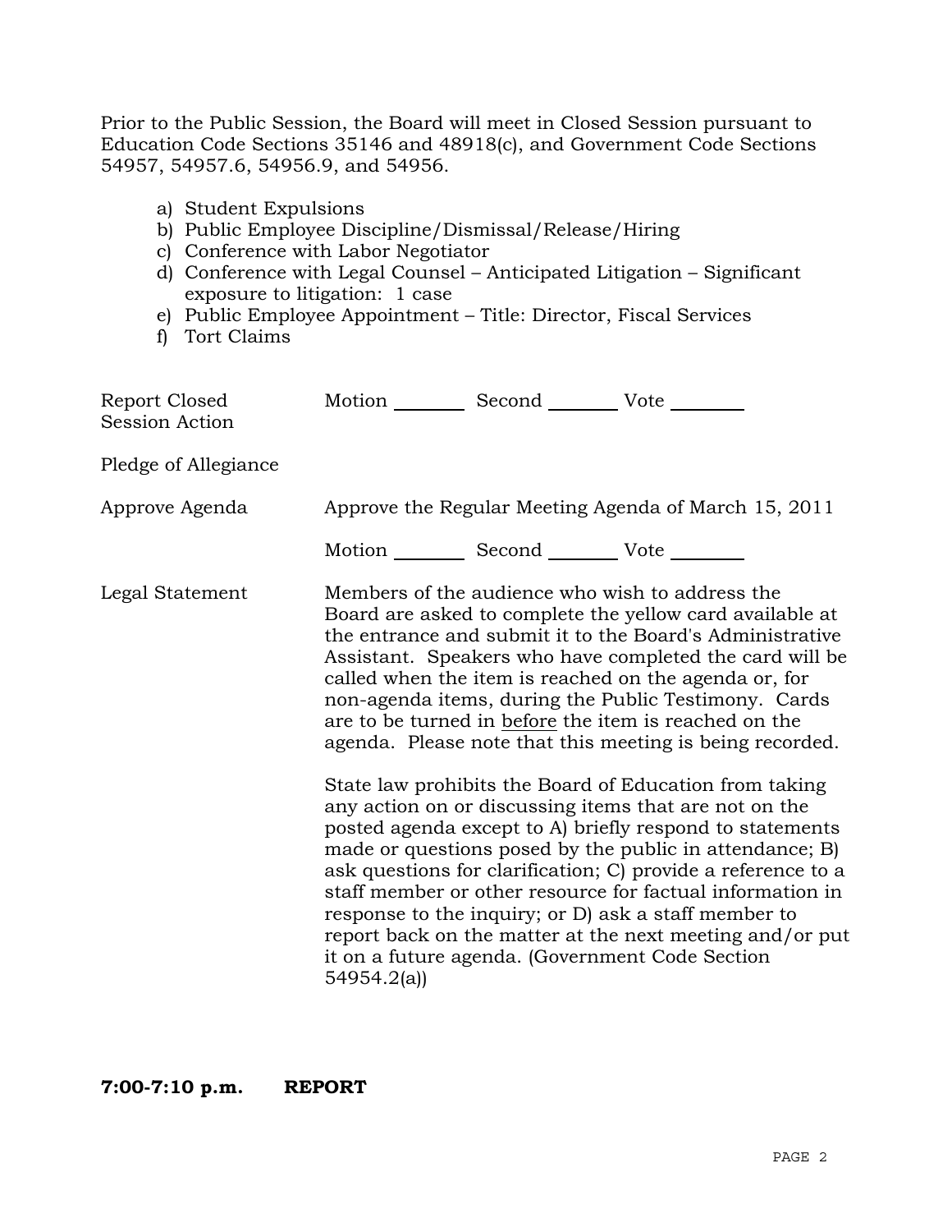Prior to the Public Session, the Board will meet in Closed Session pursuant to Education Code Sections 35146 and 48918(c), and Government Code Sections 54957, 54957.6, 54956.9, and 54956.

a) Student Expulsions
b) Public Employee Discipline/Dismissal/Release/Hiring
c) Conference with Labor Negotiator
d) Conference with Legal Counsel – Anticipated Litigation – Significant exposure to litigation: 1 case
e) Public Employee Appointment – Title: Director, Fiscal Services
f) Tort Claims

Report Closed Session Action — Motion ________ Second ________ Vote ________

Pledge of Allegiance

Approve Agenda — Approve the Regular Meeting Agenda of March 15, 2011

Motion ________ Second ________ Vote ________

Legal Statement — Members of the audience who wish to address the Board are asked to complete the yellow card available at the entrance and submit it to the Board's Administrative Assistant. Speakers who have completed the card will be called when the item is reached on the agenda or, for non-agenda items, during the Public Testimony. Cards are to be turned in before the item is reached on the agenda. Please note that this meeting is being recorded.

State law prohibits the Board of Education from taking any action on or discussing items that are not on the posted agenda except to A) briefly respond to statements made or questions posed by the public in attendance; B) ask questions for clarification; C) provide a reference to a staff member or other resource for factual information in response to the inquiry; or D) ask a staff member to report back on the matter at the next meeting and/or put it on a future agenda. (Government Code Section 54954.2(a))

**7:00-7:10 p.m. REPORT**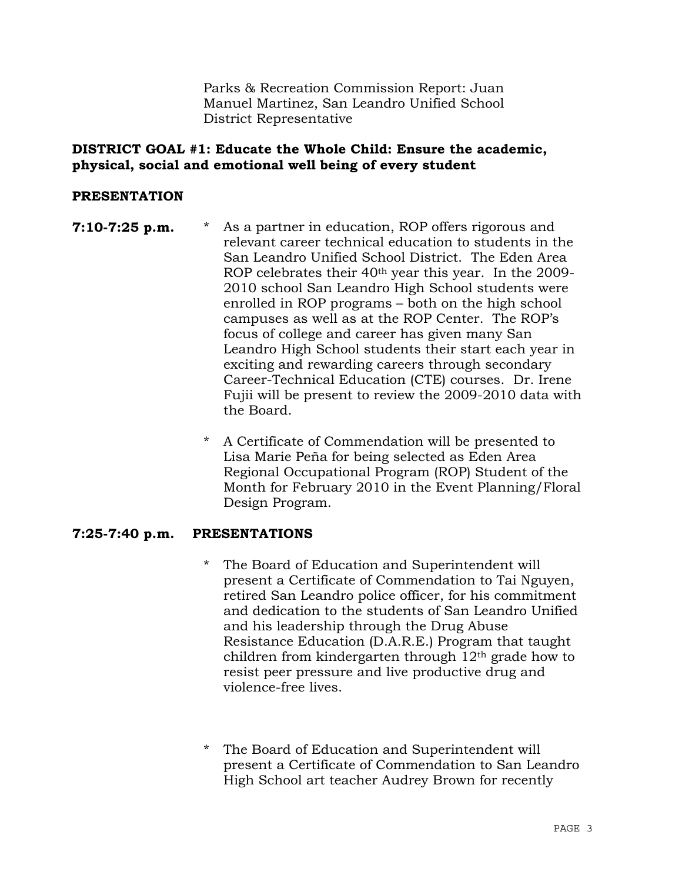Parks & Recreation Commission Report: Juan Manuel Martinez, San Leandro Unified School District Representative

**DISTRICT GOAL #1: Educate the Whole Child: Ensure the academic, physical, social and emotional well being of every student**

**PRESENTATION**

**7:10-7:25 p.m.**

- As a partner in education, ROP offers rigorous and relevant career technical education to students in the San Leandro Unified School District. The Eden Area ROP celebrates their 40th year this year. In the 2009-2010 school San Leandro High School students were enrolled in ROP programs – both on the high school campuses as well as at the ROP Center. The ROP's focus of college and career has given many San Leandro High School students their start each year in exciting and rewarding careers through secondary Career-Technical Education (CTE) courses. Dr. Irene Fujii will be present to review the 2009-2010 data with the Board.

- A Certificate of Commendation will be presented to Lisa Marie Peña for being selected as Eden Area Regional Occupational Program (ROP) Student of the Month for February 2010 in the Event Planning/Floral Design Program.

**7:25-7:40 p.m. PRESENTATIONS**

- The Board of Education and Superintendent will present a Certificate of Commendation to Tai Nguyen, retired San Leandro police officer, for his commitment and dedication to the students of San Leandro Unified and his leadership through the Drug Abuse Resistance Education (D.A.R.E.) Program that taught children from kindergarten through 12th grade how to resist peer pressure and live productive drug and violence-free lives.

- The Board of Education and Superintendent will present a Certificate of Commendation to San Leandro High School art teacher Audrey Brown for recently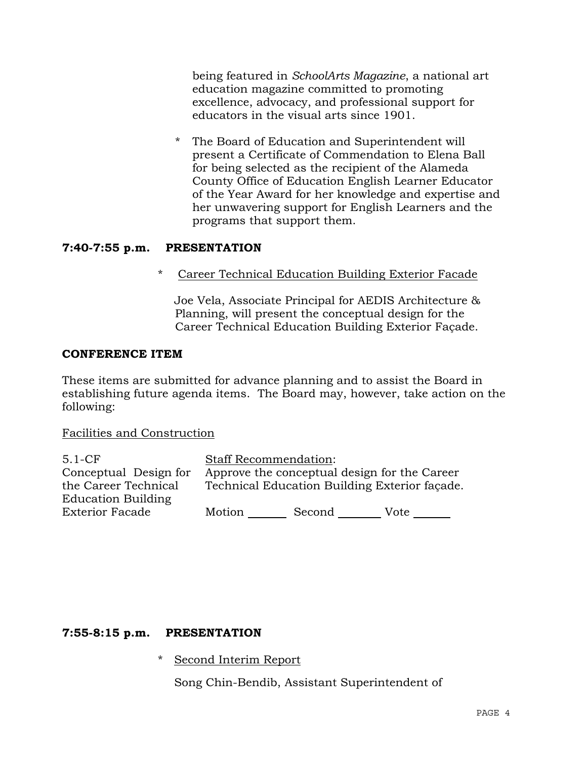being featured in *SchoolArts Magazine*, a national art education magazine committed to promoting excellence, advocacy, and professional support for educators in the visual arts since 1901.

* The Board of Education and Superintendent will present a Certificate of Commendation to Elena Ball for being selected as the recipient of the Alameda County Office of Education English Learner Educator of the Year Award for her knowledge and expertise and her unwavering support for English Learners and the programs that support them.

**7:40-7:55 p.m. PRESENTATION**

* <u>Career Technical Education Building Exterior Facade</u>

  Joe Vela, Associate Principal for AEDIS Architecture & Planning, will present the conceptual design for the Career Technical Education Building Exterior Façade.

**CONFERENCE ITEM**

These items are submitted for advance planning and to assist the Board in establishing future agenda items. The Board may, however, take action on the following:

<u>Facilities and Construction</u>

| | |
|---|---|
| 5.1-CF<br>Conceptual Design for the Career Technical Education Building Exterior Facade | <u>Staff Recommendation</u>:<br>Approve the conceptual design for the Career Technical Education Building Exterior façade.<br><br>Motion _______ Second _______ Vote _______ |

**7:55-8:15 p.m. PRESENTATION**

* <u>Second Interim Report</u>

  Song Chin-Bendib, Assistant Superintendent of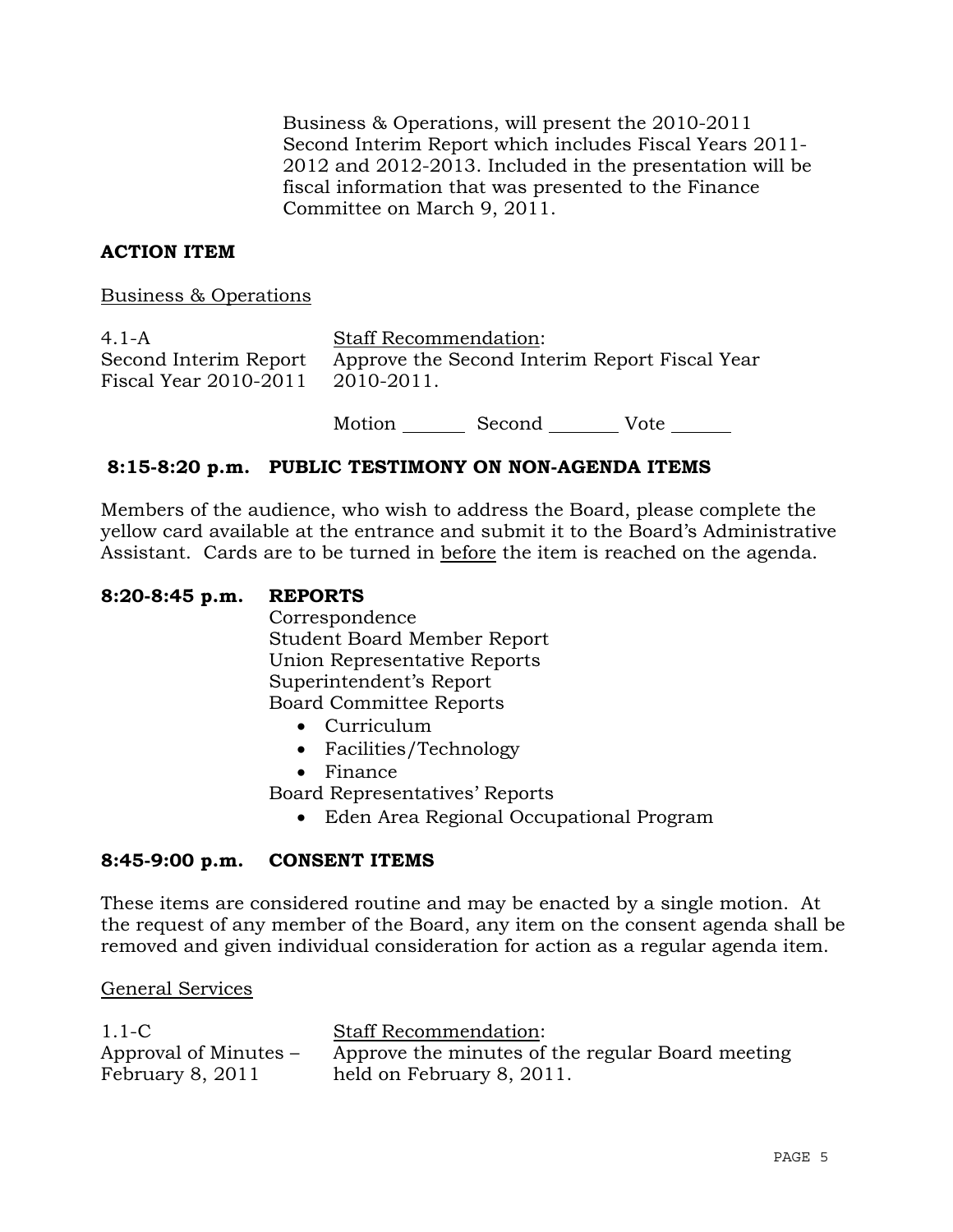Business & Operations, will present the 2010-2011 Second Interim Report which includes Fiscal Years 2011-2012 and 2012-2013. Included in the presentation will be fiscal information that was presented to the Finance Committee on March 9, 2011.

**ACTION ITEM**

Business & Operations

4.1-A
Second Interim Report
Fiscal Year 2010-2011

Staff Recommendation:
Approve the Second Interim Report Fiscal Year 2010-2011.

Motion _______ Second _______ Vote _______

**8:15-8:20 p.m. PUBLIC TESTIMONY ON NON-AGENDA ITEMS**

Members of the audience, who wish to address the Board, please complete the yellow card available at the entrance and submit it to the Board's Administrative Assistant. Cards are to be turned in before the item is reached on the agenda.

**8:20-8:45 p.m. REPORTS**

Correspondence
Student Board Member Report
Union Representative Reports
Superintendent's Report
Board Committee Reports

- Curriculum
- Facilities/Technology
- Finance

Board Representatives' Reports

- Eden Area Regional Occupational Program

**8:45-9:00 p.m. CONSENT ITEMS**

These items are considered routine and may be enacted by a single motion. At the request of any member of the Board, any item on the consent agenda shall be removed and given individual consideration for action as a regular agenda item.

General Services

1.1-C
Approval of Minutes –
February 8, 2011

Staff Recommendation:
Approve the minutes of the regular Board meeting held on February 8, 2011.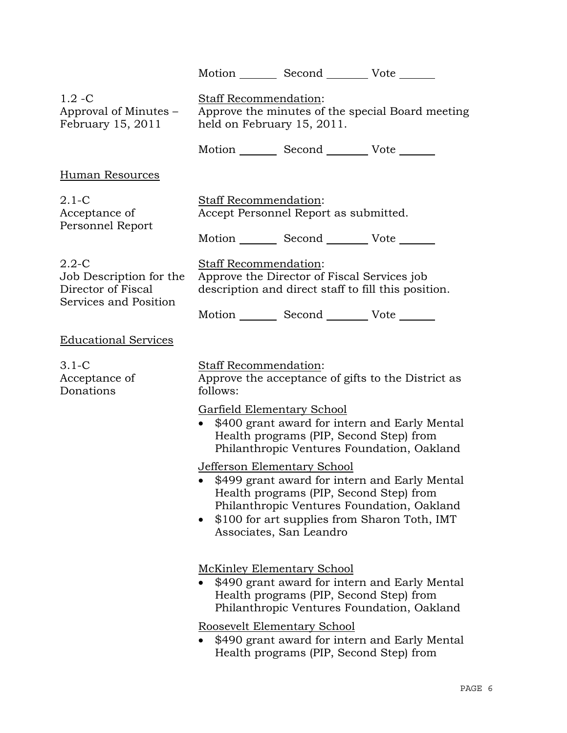Motion _______ Second ________ Vote _______

1.2 -C
Approval of Minutes – February 15, 2011

Staff Recommendation:
Approve the minutes of the special Board meeting held on February 15, 2011.

Motion _______ Second ________ Vote _______

Human Resources

2.1-C
Acceptance of Personnel Report

Staff Recommendation:
Accept Personnel Report as submitted.

Motion _______ Second ________ Vote _______

2.2-C
Job Description for the Director of Fiscal Services and Position

Staff Recommendation:
Approve the Director of Fiscal Services job description and direct staff to fill this position.

Motion _______ Second ________ Vote _______

Educational Services

3.1-C
Acceptance of Donations

Staff Recommendation:
Approve the acceptance of gifts to the District as follows:

Garfield Elementary School

- $400 grant award for intern and Early Mental Health programs (PIP, Second Step) from Philanthropic Ventures Foundation, Oakland

Jefferson Elementary School

- $499 grant award for intern and Early Mental Health programs (PIP, Second Step) from Philanthropic Ventures Foundation, Oakland
- $100 for art supplies from Sharon Toth, IMT Associates, San Leandro

McKinley Elementary School

- $490 grant award for intern and Early Mental Health programs (PIP, Second Step) from Philanthropic Ventures Foundation, Oakland

Roosevelt Elementary School

- $490 grant award for intern and Early Mental Health programs (PIP, Second Step) from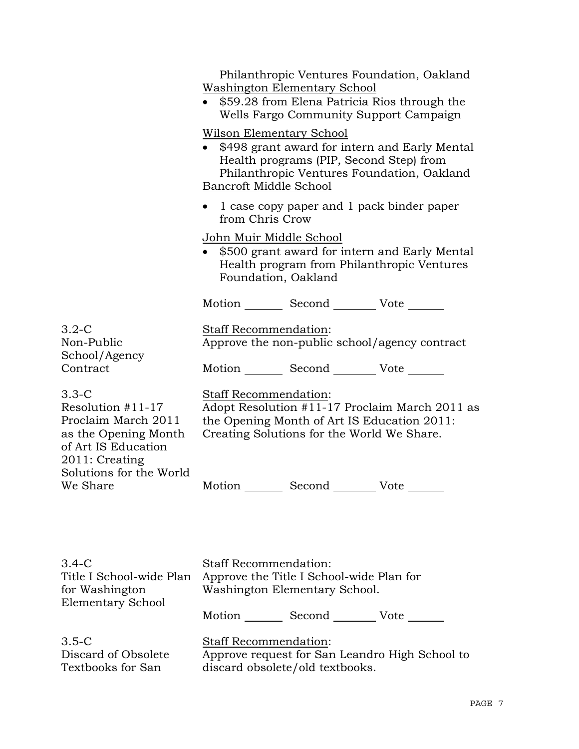Philanthropic Ventures Foundation, Oakland

Washington Elementary School

- $59.28 from Elena Patricia Rios through the Wells Fargo Community Support Campaign

Wilson Elementary School

- $498 grant award for intern and Early Mental Health programs (PIP, Second Step) from Philanthropic Ventures Foundation, Oakland

Bancroft Middle School

- 1 case copy paper and 1 pack binder paper from Chris Crow

John Muir Middle School

- $500 grant award for intern and Early Mental Health program from Philanthropic Ventures Foundation, Oakland

Motion _______ Second _______ Vote _______

3.2-C Non-Public School/Agency Contract

Staff Recommendation:
Approve the non-public school/agency contract

Motion _______ Second _______ Vote _______

3.3-C Resolution #11-17 Proclaim March 2011 as the Opening Month of Art IS Education 2011: Creating Solutions for the World We Share

Staff Recommendation:
Adopt Resolution #11-17 Proclaim March 2011 as the Opening Month of Art IS Education 2011: Creating Solutions for the World We Share.

Motion _______ Second _______ Vote _______

3.4-C Title I School-wide Plan for Washington Elementary School

Staff Recommendation:
Approve the Title I School-wide Plan for Washington Elementary School.

Motion _______ Second _______ Vote _______

3.5-C Discard of Obsolete Textbooks for San

Staff Recommendation:
Approve request for San Leandro High School to discard obsolete/old textbooks.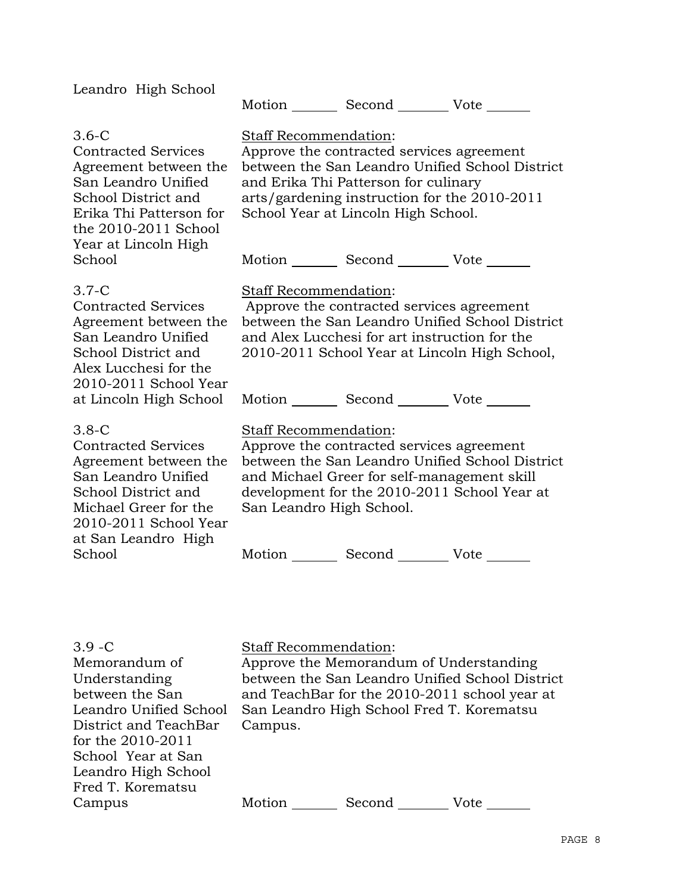Leandro High School

Motion _______ Second _______ Vote _______

3.6-C
Contracted Services Agreement between the San Leandro Unified School District and Erika Thi Patterson for the 2010-2011 School Year at Lincoln High School

Staff Recommendation:
Approve the contracted services agreement between the San Leandro Unified School District and Erika Thi Patterson for culinary arts/gardening instruction for the 2010-2011 School Year at Lincoln High School.

Motion _______ Second _______ Vote _______

3.7-C
Contracted Services Agreement between the San Leandro Unified School District and Alex Lucchesi for the 2010-2011 School Year at Lincoln High School

Staff Recommendation:
Approve the contracted services agreement between the San Leandro Unified School District and Alex Lucchesi for art instruction for the 2010-2011 School Year at Lincoln High School,

Motion _______ Second _______ Vote _______

3.8-C
Contracted Services Agreement between the San Leandro Unified School District and Michael Greer for the 2010-2011 School Year at San Leandro High School

Staff Recommendation:
Approve the contracted services agreement between the San Leandro Unified School District and Michael Greer for self-management skill development for the 2010-2011 School Year at San Leandro High School.

Motion _______ Second _______ Vote _______

3.9 -C
Memorandum of Understanding between the San Leandro Unified School District and TeachBar for the 2010-2011 School Year at San Leandro High School Fred T. Korematsu Campus

Staff Recommendation:
Approve the Memorandum of Understanding between the San Leandro Unified School District and TeachBar for the 2010-2011 school year at San Leandro High School Fred T. Korematsu Campus.

Motion _______ Second _______ Vote _______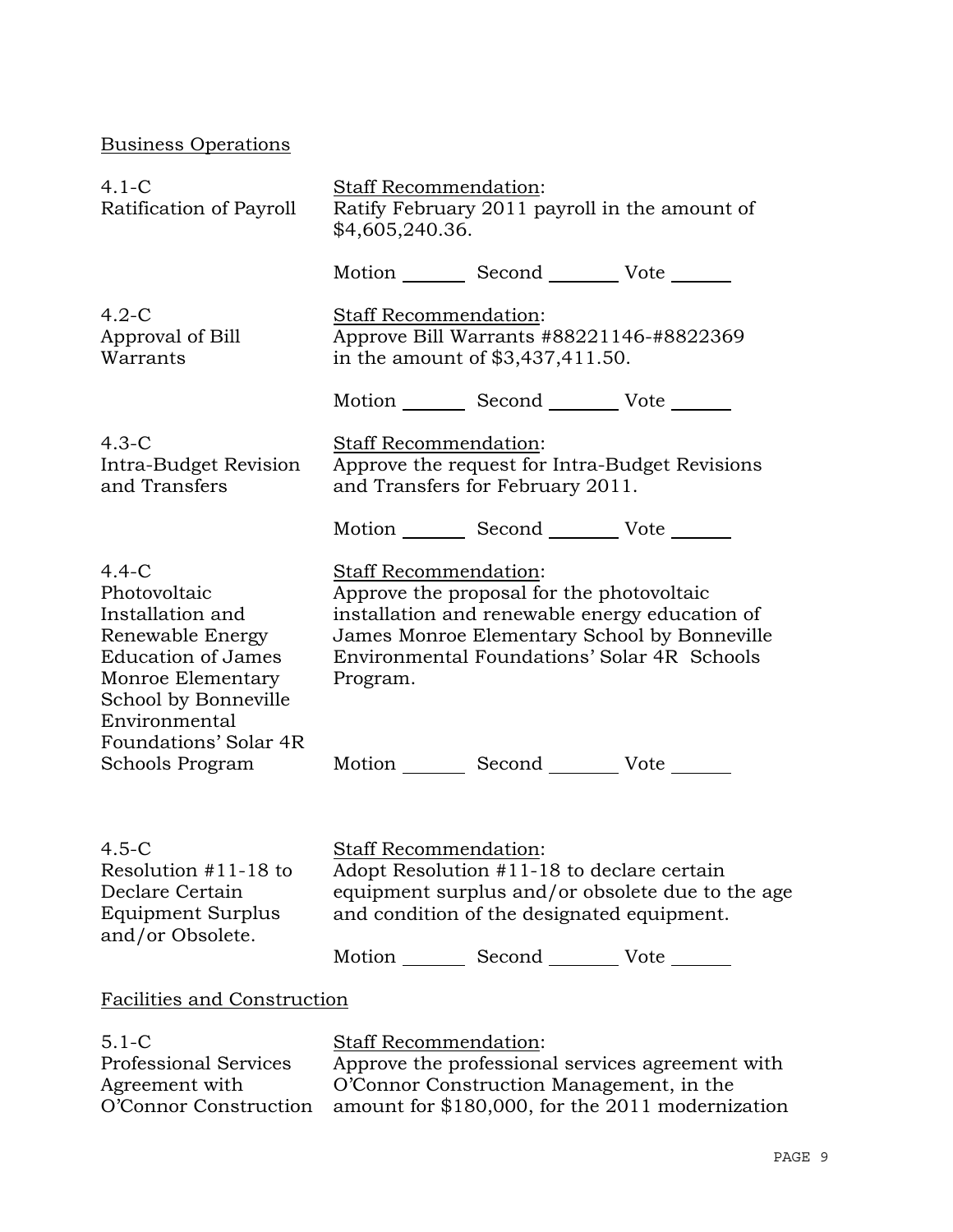## Business Operations

**4.1-C**
**Ratification of Payroll**

Staff Recommendation:
Ratify February 2011 payroll in the amount of $4,605,240.36.

Motion _______ Second _______ Vote _______

**4.2-C**
**Approval of Bill Warrants**

Staff Recommendation:
Approve Bill Warrants #88221146-#8822369 in the amount of $3,437,411.50.

Motion _______ Second _______ Vote _______

**4.3-C**
**Intra-Budget Revision and Transfers**

Staff Recommendation:
Approve the request for Intra-Budget Revisions and Transfers for February 2011.

Motion _______ Second _______ Vote _______

**4.4-C**
**Photovoltaic Installation and Renewable Energy Education of James Monroe Elementary School by Bonneville Environmental Foundations' Solar 4R Schools Program**

Staff Recommendation:
Approve the proposal for the photovoltaic installation and renewable energy education of James Monroe Elementary School by Bonneville Environmental Foundations' Solar 4R Schools Program.

Motion _______ Second _______ Vote _______

**4.5-C**
**Resolution #11-18 to Declare Certain Equipment Surplus and/or Obsolete.**

Staff Recommendation:
Adopt Resolution #11-18 to declare certain equipment surplus and/or obsolete due to the age and condition of the designated equipment.

Motion _______ Second _______ Vote _______

## Facilities and Construction

**5.1-C**
**Professional Services Agreement with O'Connor Construction**

Staff Recommendation:
Approve the professional services agreement with O'Connor Construction Management, in the amount for $180,000, for the 2011 modernization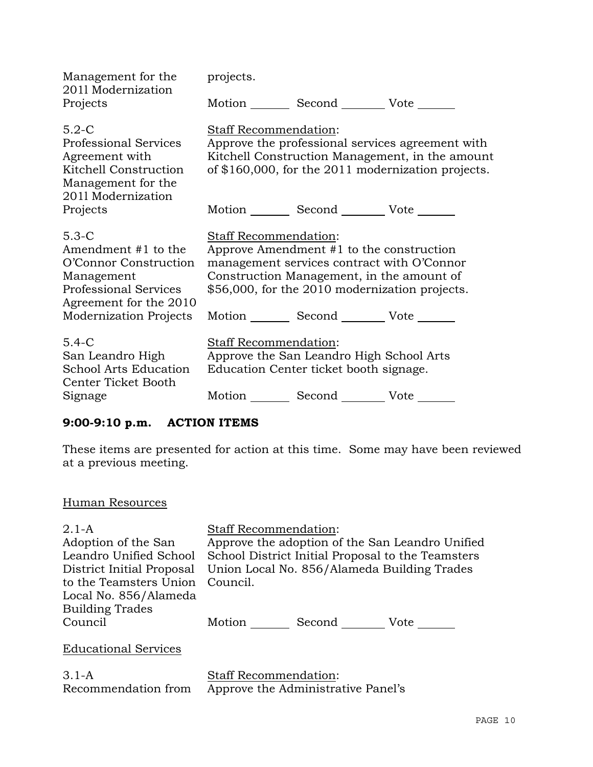| | |
|---|---|
| Management for the 2011 Modernization Projects | projects.<br><br>Motion _______ Second _______ Vote ______ |
| 5.2-C<br>Professional Services Agreement with Kitchell Construction Management for the 2011 Modernization Projects | Staff Recommendation:<br>Approve the professional services agreement with Kitchell Construction Management, in the amount of $160,000, for the 2011 modernization projects.<br><br>Motion _______ Second _______ Vote ______ |
| 5.3-C<br>Amendment #1 to the O'Connor Construction Management Professional Services Agreement for the 2010 Modernization Projects | Staff Recommendation:<br>Approve Amendment #1 to the construction management services contract with O'Connor Construction Management, in the amount of $56,000, for the 2010 modernization projects.<br><br>Motion _______ Second _______ Vote ______ |
| 5.4-C<br>San Leandro High School Arts Education Center Ticket Booth Signage | Staff Recommendation:<br>Approve the San Leandro High School Arts Education Center ticket booth signage.<br><br>Motion _______ Second _______ Vote ______ |

**9:00-9:10 p.m. ACTION ITEMS**

These items are presented for action at this time. Some may have been reviewed at a previous meeting.

Human Resources

| | |
|---|---|
| 2.1-A<br>Adoption of the San Leandro Unified School District Initial Proposal to the Teamsters Union Local No. 856/Alameda Building Trades Council | Staff Recommendation:<br>Approve the adoption of the San Leandro Unified School District Initial Proposal to the Teamsters Union Local No. 856/Alameda Building Trades Council.<br><br>Motion _______ Second _______ Vote ______ |

Educational Services

| | |
|---|---|
| 3.1-A<br>Recommendation from | Staff Recommendation:<br>Approve the Administrative Panel's |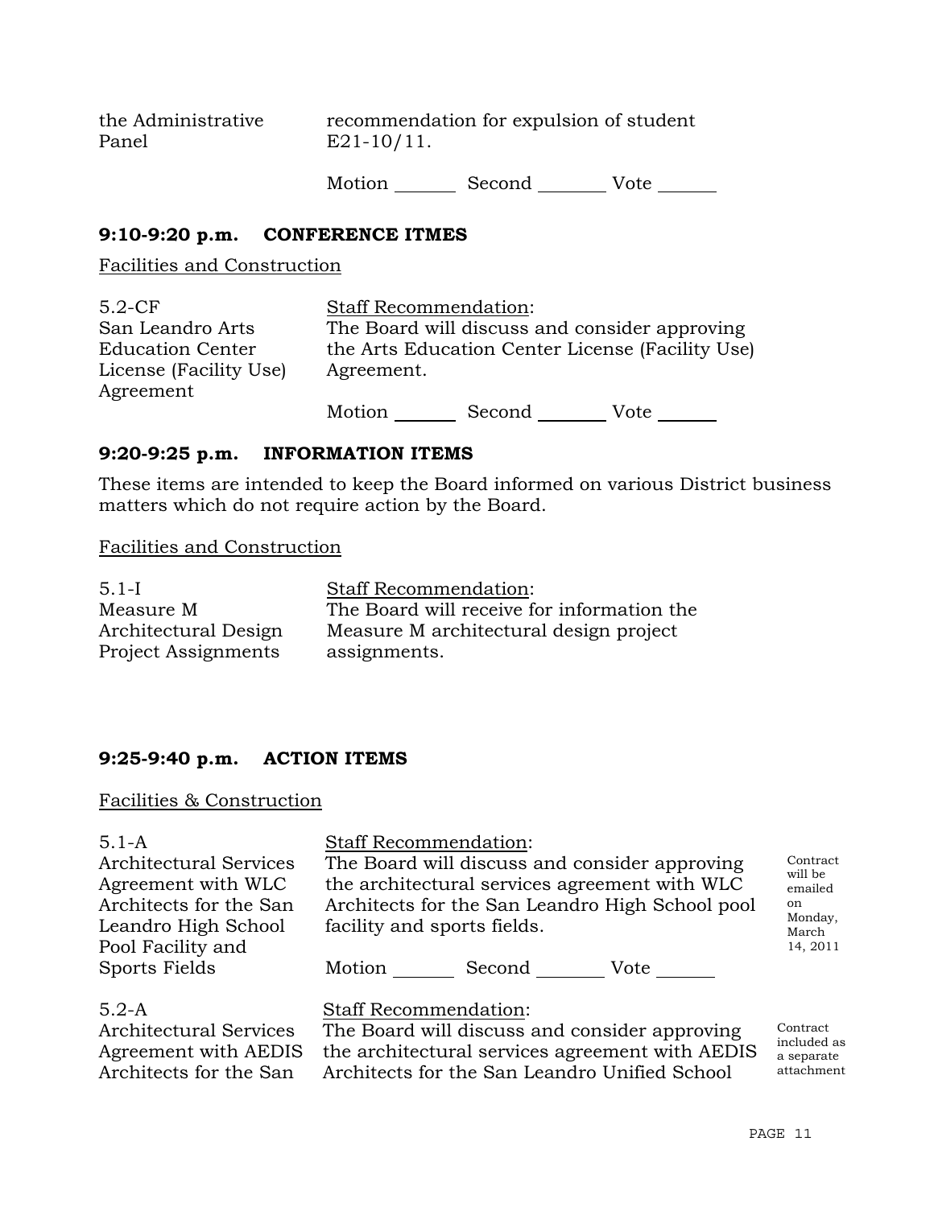| | |
|---|---|
| the Administrative Panel | recommendation for expulsion of student E21-10/11. |
| | Motion _______ Second _______ Vote _______ |

## 9:10-9:20 p.m. CONFERENCE ITMES

Facilities and Construction

| | |
|---|---|
| 5.2-CF<br>San Leandro Arts Education Center License (Facility Use) Agreement | Staff Recommendation:<br>The Board will discuss and consider approving the Arts Education Center License (Facility Use) Agreement. |
| | Motion _______ Second _______ Vote _______ |

## 9:20-9:25 p.m. INFORMATION ITEMS

These items are intended to keep the Board informed on various District business matters which do not require action by the Board.

Facilities and Construction

| | |
|---|---|
| 5.1-I<br>Measure M Architectural Design Project Assignments | Staff Recommendation:<br>The Board will receive for information the Measure M architectural design project assignments. |

## 9:25-9:40 p.m. ACTION ITEMS

Facilities & Construction

| | | |
|---|---|---|
| 5.1-A<br>Architectural Services Agreement with WLC Architects for the San Leandro High School Pool Facility and Sports Fields | Staff Recommendation:<br>The Board will discuss and consider approving the architectural services agreement with WLC Architects for the San Leandro High School pool facility and sports fields. | Contract will be emailed on Monday, March 14, 2011 |
| | Motion _______ Second _______ Vote _______ | |
| 5.2-A<br>Architectural Services Agreement with AEDIS Architects for the San | Staff Recommendation:<br>The Board will discuss and consider approving the architectural services agreement with AEDIS Architects for the San Leandro Unified School | Contract included as a separate attachment |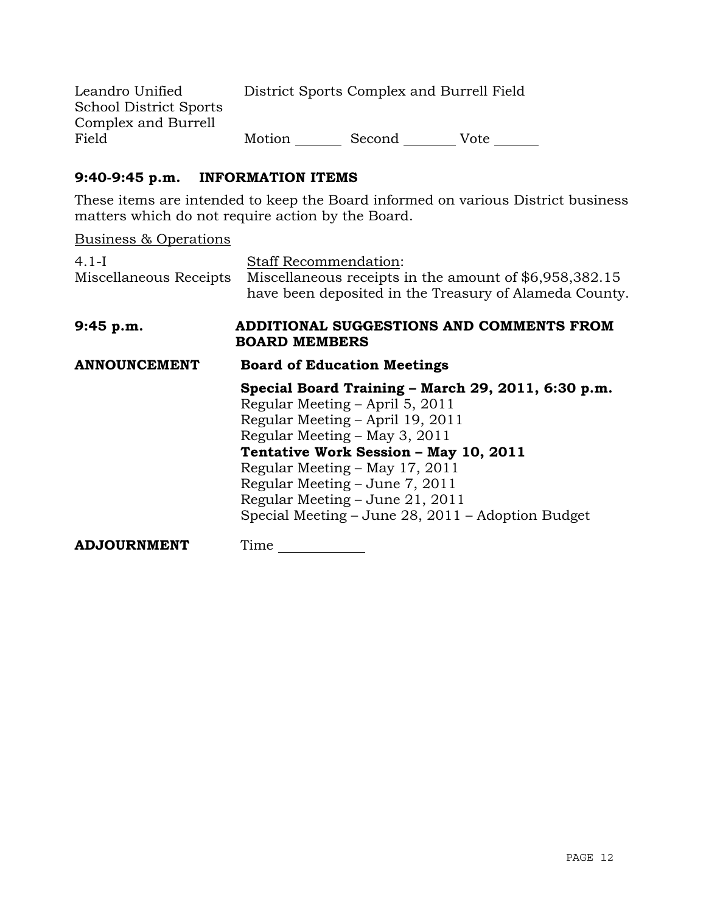| | |
|---|---|
| Leandro Unified School District Sports Complex and Burrell Field | District Sports Complex and Burrell Field<br><br>Motion _______ Second _______ Vote ______ |

### 9:40-9:45 p.m. INFORMATION ITEMS

These items are intended to keep the Board informed on various District business matters which do not require action by the Board.

Business & Operations

| | |
|---|---|
| 4.1-I<br>Miscellaneous Receipts | Staff Recommendation:<br>Miscellaneous receipts in the amount of $6,958,382.15 have been deposited in the Treasury of Alameda County. |

**9:45 p.m.** **ADDITIONAL SUGGESTIONS AND COMMENTS FROM BOARD MEMBERS**

**ANNOUNCEMENT** **Board of Education Meetings**

**Special Board Training – March 29, 2011, 6:30 p.m.**
Regular Meeting – April 5, 2011
Regular Meeting – April 19, 2011
Regular Meeting – May 3, 2011
**Tentative Work Session – May 10, 2011**
Regular Meeting – May 17, 2011
Regular Meeting – June 7, 2011
Regular Meeting – June 21, 2011
Special Meeting – June 28, 2011 – Adoption Budget

**ADJOURNMENT** Time ___________